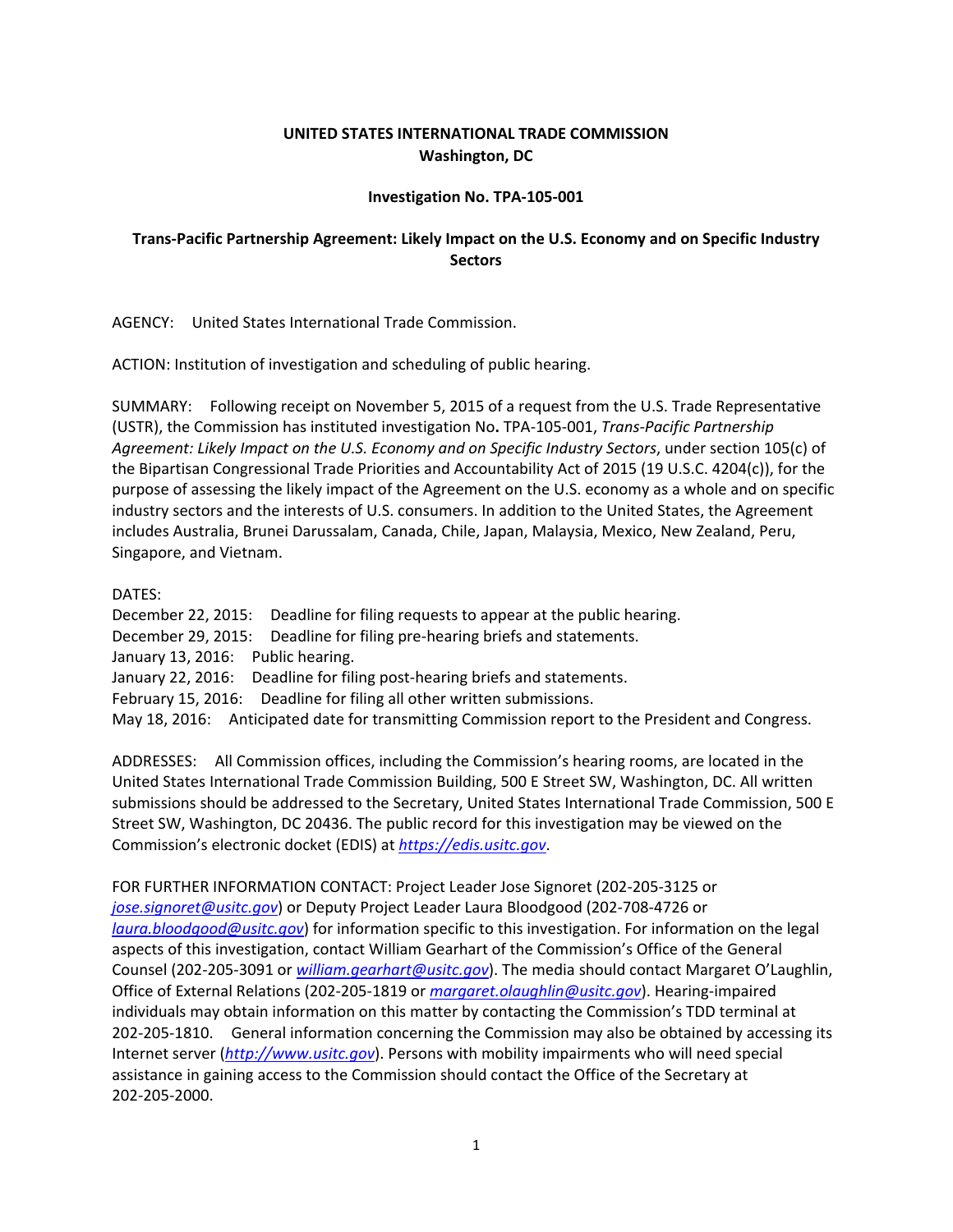**UNITED STATES INTERNATIONAL TRADE COMMISSION**
**Washington, DC**

**Investigation No. TPA-105-001**

**Trans-Pacific Partnership Agreement: Likely Impact on the U.S. Economy and on Specific Industry Sectors**

AGENCY: United States International Trade Commission.

ACTION: Institution of investigation and scheduling of public hearing.

SUMMARY: Following receipt on November 5, 2015 of a request from the U.S. Trade Representative (USTR), the Commission has instituted investigation No**.** TPA-105-001, *Trans-Pacific Partnership Agreement: Likely Impact on the U.S. Economy and on Specific Industry Sectors*, under section 105(c) of the Bipartisan Congressional Trade Priorities and Accountability Act of 2015 (19 U.S.C. 4204(c)), for the purpose of assessing the likely impact of the Agreement on the U.S. economy as a whole and on specific industry sectors and the interests of U.S. consumers. In addition to the United States, the Agreement includes Australia, Brunei Darussalam, Canada, Chile, Japan, Malaysia, Mexico, New Zealand, Peru, Singapore, and Vietnam.

DATES:
December 22, 2015: Deadline for filing requests to appear at the public hearing.
December 29, 2015: Deadline for filing pre-hearing briefs and statements.
January 13, 2016: Public hearing.
January 22, 2016: Deadline for filing post-hearing briefs and statements.
February 15, 2016: Deadline for filing all other written submissions.
May 18, 2016: Anticipated date for transmitting Commission report to the President and Congress.

ADDRESSES: All Commission offices, including the Commission's hearing rooms, are located in the United States International Trade Commission Building, 500 E Street SW, Washington, DC. All written submissions should be addressed to the Secretary, United States International Trade Commission, 500 E Street SW, Washington, DC 20436. The public record for this investigation may be viewed on the Commission's electronic docket (EDIS) at *https://edis.usitc.gov*.

FOR FURTHER INFORMATION CONTACT: Project Leader Jose Signoret (202-205-3125 or *jose.signoret@usitc.gov*) or Deputy Project Leader Laura Bloodgood (202-708-4726 or *laura.bloodgood@usitc.gov*) for information specific to this investigation. For information on the legal aspects of this investigation, contact William Gearhart of the Commission's Office of the General Counsel (202-205-3091 or *william.gearhart@usitc.gov*). The media should contact Margaret O'Laughlin, Office of External Relations (202-205-1819 or *margaret.olaughlin@usitc.gov*). Hearing-impaired individuals may obtain information on this matter by contacting the Commission's TDD terminal at 202-205-1810. General information concerning the Commission may also be obtained by accessing its Internet server (*http://www.usitc.gov*). Persons with mobility impairments who will need special assistance in gaining access to the Commission should contact the Office of the Secretary at 202-205-2000.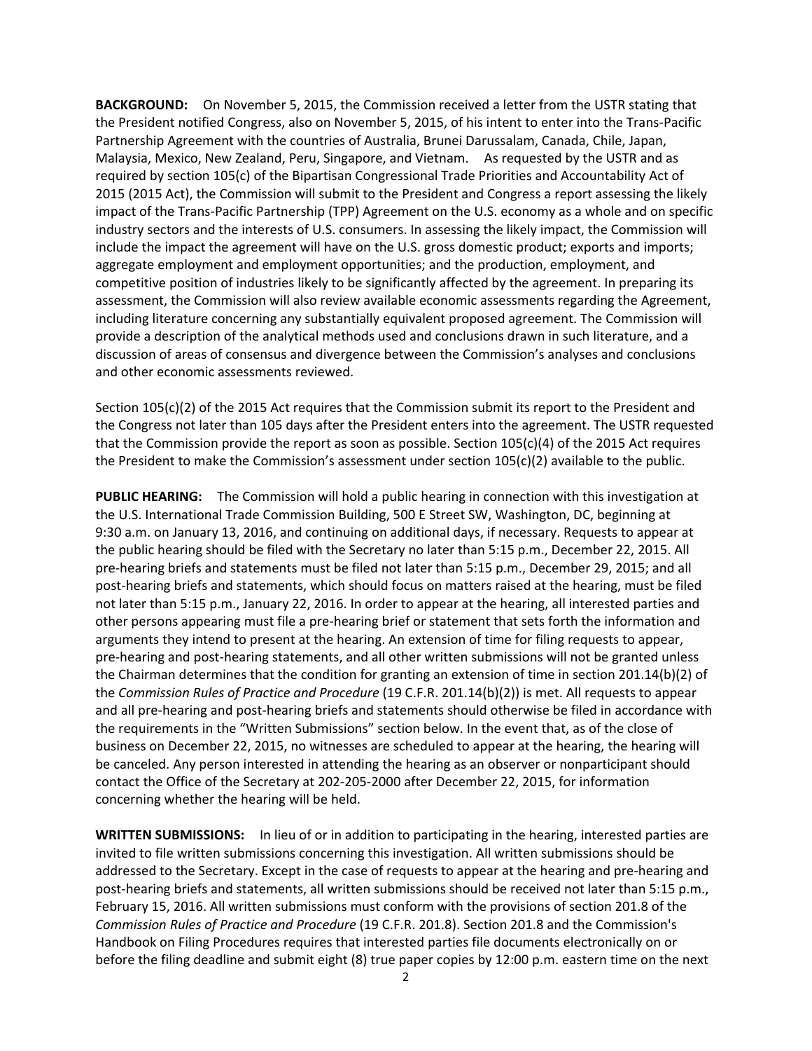**BACKGROUND:** On November 5, 2015, the Commission received a letter from the USTR stating that the President notified Congress, also on November 5, 2015, of his intent to enter into the Trans-Pacific Partnership Agreement with the countries of Australia, Brunei Darussalam, Canada, Chile, Japan, Malaysia, Mexico, New Zealand, Peru, Singapore, and Vietnam. As requested by the USTR and as required by section 105(c) of the Bipartisan Congressional Trade Priorities and Accountability Act of 2015 (2015 Act), the Commission will submit to the President and Congress a report assessing the likely impact of the Trans-Pacific Partnership (TPP) Agreement on the U.S. economy as a whole and on specific industry sectors and the interests of U.S. consumers. In assessing the likely impact, the Commission will include the impact the agreement will have on the U.S. gross domestic product; exports and imports; aggregate employment and employment opportunities; and the production, employment, and competitive position of industries likely to be significantly affected by the agreement. In preparing its assessment, the Commission will also review available economic assessments regarding the Agreement, including literature concerning any substantially equivalent proposed agreement. The Commission will provide a description of the analytical methods used and conclusions drawn in such literature, and a discussion of areas of consensus and divergence between the Commission's analyses and conclusions and other economic assessments reviewed.

Section 105(c)(2) of the 2015 Act requires that the Commission submit its report to the President and the Congress not later than 105 days after the President enters into the agreement. The USTR requested that the Commission provide the report as soon as possible. Section 105(c)(4) of the 2015 Act requires the President to make the Commission's assessment under section 105(c)(2) available to the public.

**PUBLIC HEARING:** The Commission will hold a public hearing in connection with this investigation at the U.S. International Trade Commission Building, 500 E Street SW, Washington, DC, beginning at 9:30 a.m. on January 13, 2016, and continuing on additional days, if necessary. Requests to appear at the public hearing should be filed with the Secretary no later than 5:15 p.m., December 22, 2015. All pre-hearing briefs and statements must be filed not later than 5:15 p.m., December 29, 2015; and all post-hearing briefs and statements, which should focus on matters raised at the hearing, must be filed not later than 5:15 p.m., January 22, 2016. In order to appear at the hearing, all interested parties and other persons appearing must file a pre-hearing brief or statement that sets forth the information and arguments they intend to present at the hearing. An extension of time for filing requests to appear, pre-hearing and post-hearing statements, and all other written submissions will not be granted unless the Chairman determines that the condition for granting an extension of time in section 201.14(b)(2) of the *Commission Rules of Practice and Procedure* (19 C.F.R. 201.14(b)(2)) is met. All requests to appear and all pre-hearing and post-hearing briefs and statements should otherwise be filed in accordance with the requirements in the "Written Submissions" section below. In the event that, as of the close of business on December 22, 2015, no witnesses are scheduled to appear at the hearing, the hearing will be canceled. Any person interested in attending the hearing as an observer or nonparticipant should contact the Office of the Secretary at 202-205-2000 after December 22, 2015, for information concerning whether the hearing will be held.

**WRITTEN SUBMISSIONS:** In lieu of or in addition to participating in the hearing, interested parties are invited to file written submissions concerning this investigation. All written submissions should be addressed to the Secretary. Except in the case of requests to appear at the hearing and pre-hearing and post-hearing briefs and statements, all written submissions should be received not later than 5:15 p.m., February 15, 2016. All written submissions must conform with the provisions of section 201.8 of the *Commission Rules of Practice and Procedure* (19 C.F.R. 201.8). Section 201.8 and the Commission's Handbook on Filing Procedures requires that interested parties file documents electronically on or before the filing deadline and submit eight (8) true paper copies by 12:00 p.m. eastern time on the next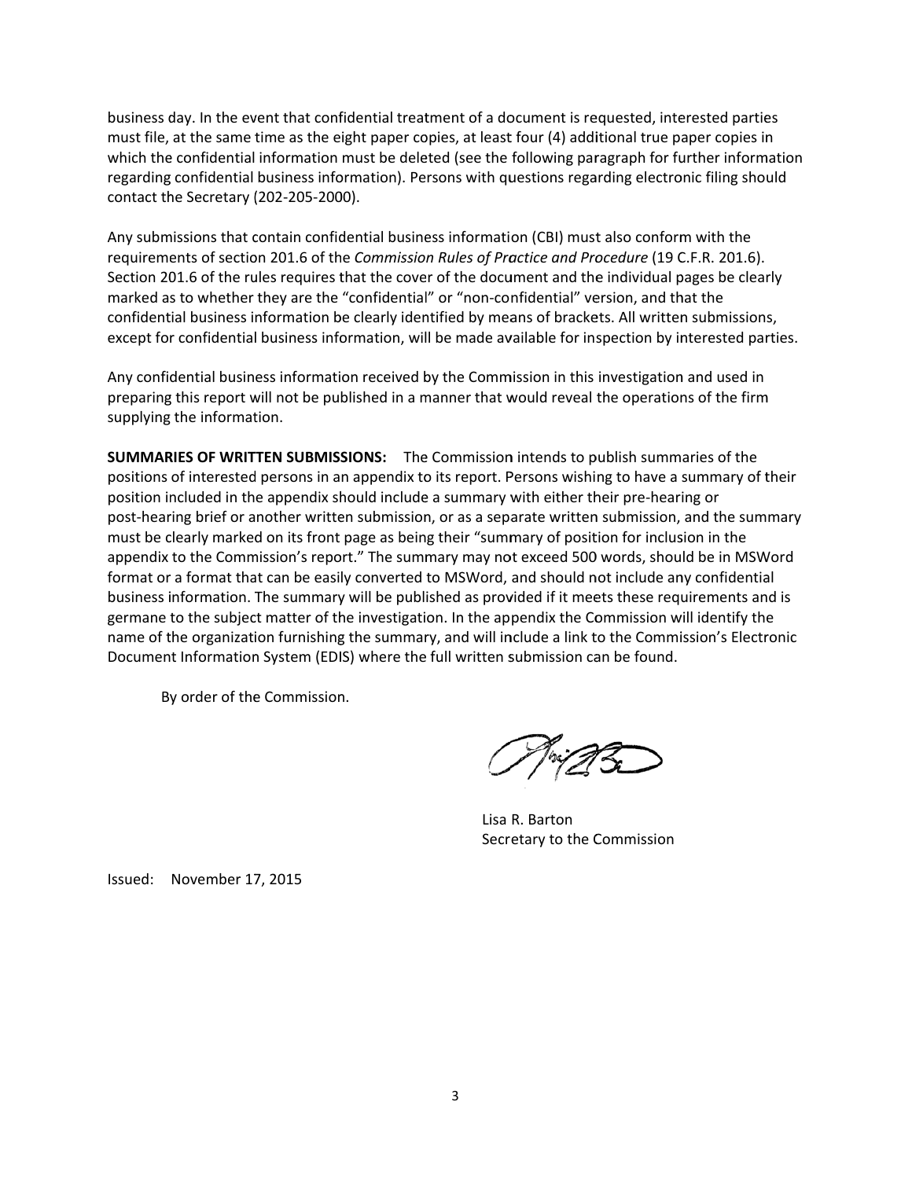business day. In the event that confidential treatment of a document is requested, interested parties must file, at the same time as the eight paper copies, at least four (4) additional true paper copies in which the confidential information must be deleted (see the following paragraph for further information regarding confidential business information). Persons with questions regarding electronic filing should contact the Secretary (202-205-2000).

Any submissions that contain confidential business information (CBI) must also conform with the requirements of section 201.6 of the *Commission Rules of Practice and Procedure* (19 C.F.R. 201.6). Section 201.6 of the rules requires that the cover of the document and the individual pages be clearly marked as to whether they are the "confidential" or "non-confidential" version, and that the confidential business information be clearly identified by means of brackets. All written submissions, except for confidential business information, will be made available for inspection by interested parties.

Any confidential business information received by the Commission in this investigation and used in preparing this report will not be published in a manner that would reveal the operations of the firm supplying the information.

**SUMMARIES OF WRITTEN SUBMISSIONS:** The Commission intends to publish summaries of the positions of interested persons in an appendix to its report. Persons wishing to have a summary of their position included in the appendix should include a summary with either their pre-hearing or post-hearing brief or another written submission, or as a separate written submission, and the summary must be clearly marked on its front page as being their "summary of position for inclusion in the appendix to the Commission's report." The summary may not exceed 500 words, should be in MSWord format or a format that can be easily converted to MSWord, and should not include any confidential business information. The summary will be published as provided if it meets these requirements and is germane to the subject matter of the investigation. In the appendix the Commission will identify the name of the organization furnishing the summary, and will include a link to the Commission's Electronic Document Information System (EDIS) where the full written submission can be found.

By order of the Commission.

Lisa R. Barton
Secretary to the Commission

Issued: November 17, 2015